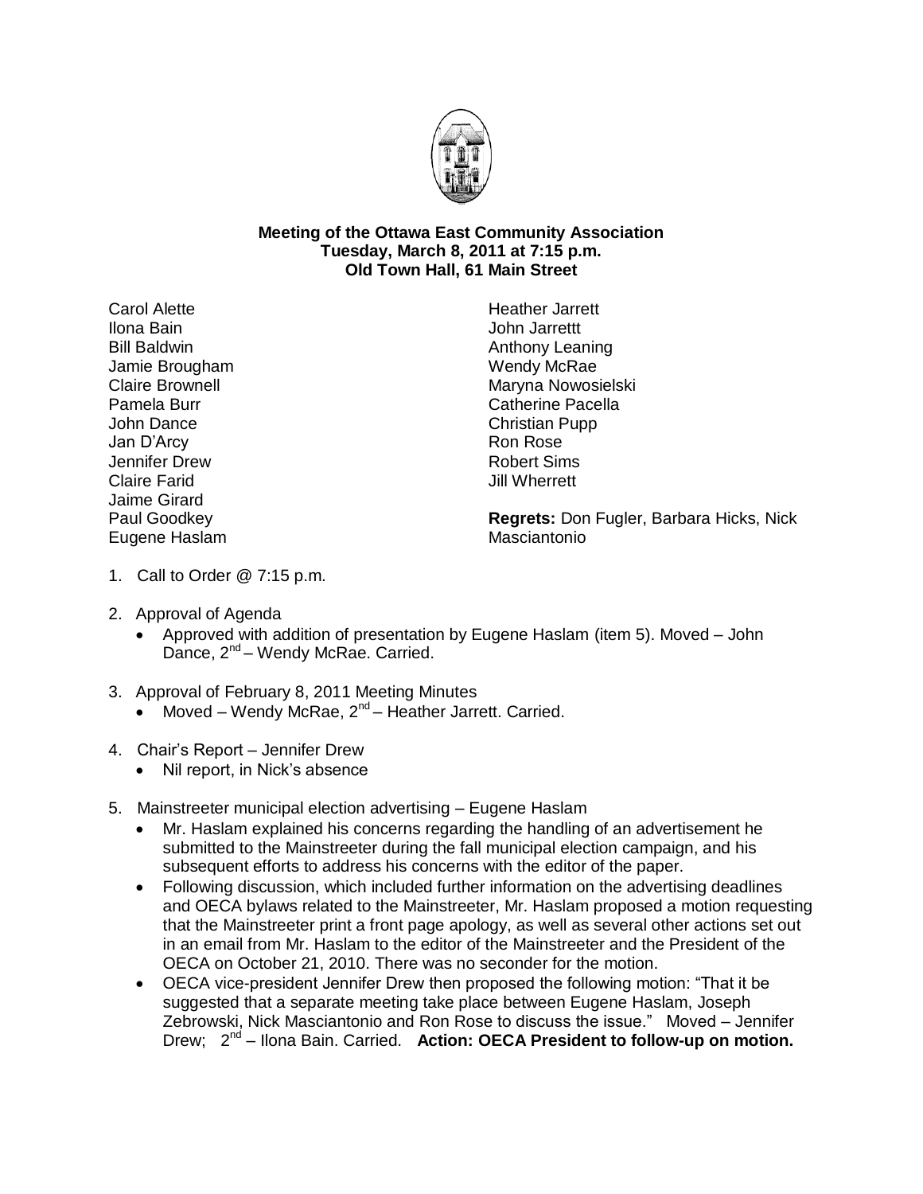**Meeting of the Ottawa East Community Association**
**Tuesday, March 8, 2011 at 7:15 p.m.**
**Old Town Hall, 61 Main Street**

Carol Alette
Ilona Bain
Bill Baldwin
Jamie Brougham
Claire Brownell
Pamela Burr
John Dance
Jan D'Arcy
Jennifer Drew
Claire Farid
Jaime Girard
Paul Goodkey
Eugene Haslam
Heather Jarrett
John Jarrettt
Anthony Leaning
Wendy McRae
Maryna Nowosielski
Catherine Pacella
Christian Pupp
Ron Rose
Robert Sims
Jill Wherrett

**Regrets:** Don Fugler, Barbara Hicks, Nick Masciantonio

1. Call to Order @ 7:15 p.m.

2. Approval of Agenda
   - Approved with addition of presentation by Eugene Haslam (item 5). Moved – John Dance, 2nd – Wendy McRae. Carried.

3. Approval of February 8, 2011 Meeting Minutes
   - Moved – Wendy McRae, 2nd – Heather Jarrett. Carried.

4. Chair's Report – Jennifer Drew
   - Nil report, in Nick's absence

5. Mainstreeter municipal election advertising – Eugene Haslam
   - Mr. Haslam explained his concerns regarding the handling of an advertisement he submitted to the Mainstreeter during the fall municipal election campaign, and his subsequent efforts to address his concerns with the editor of the paper.
   - Following discussion, which included further information on the advertising deadlines and OECA bylaws related to the Mainstreeter, Mr. Haslam proposed a motion requesting that the Mainstreeter print a front page apology, as well as several other actions set out in an email from Mr. Haslam to the editor of the Mainstreeter and the President of the OECA on October 21, 2010. There was no seconder for the motion.
   - OECA vice-president Jennifer Drew then proposed the following motion: "That it be suggested that a separate meeting take place between Eugene Haslam, Joseph Zebrowski, Nick Masciantonio and Ron Rose to discuss the issue." Moved – Jennifer Drew; 2nd – Ilona Bain. Carried. **Action: OECA President to follow-up on motion.**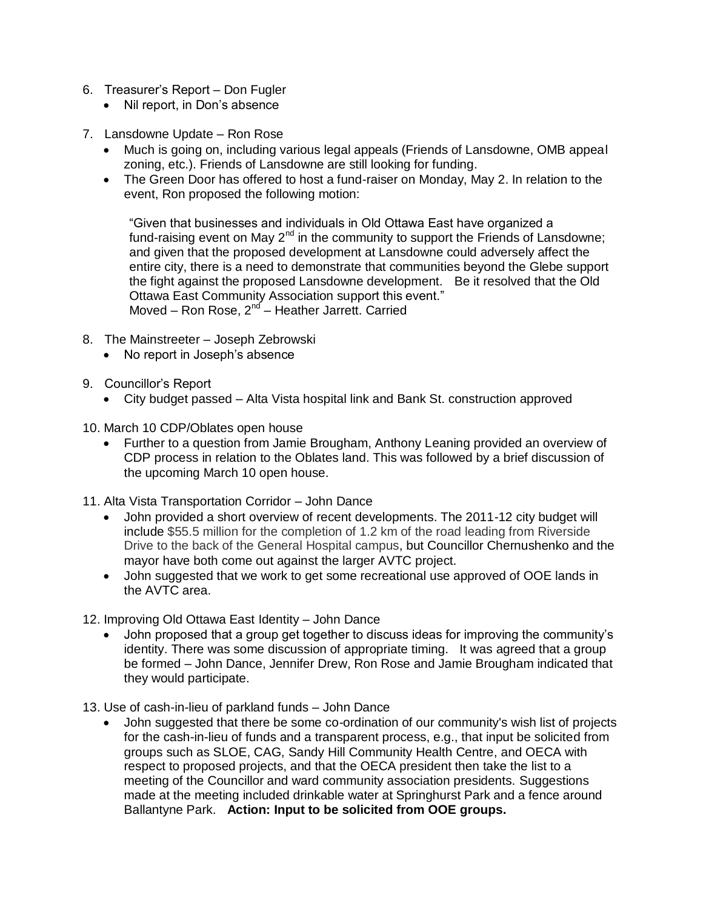6. Treasurer's Report – Don Fugler
   - Nil report, in Don's absence

7. Lansdowne Update – Ron Rose
   - Much is going on, including various legal appeals (Friends of Lansdowne, OMB appeal zoning, etc.). Friends of Lansdowne are still looking for funding.
   - The Green Door has offered to host a fund-raiser on Monday, May 2. In relation to the event, Ron proposed the following motion:

     "Given that businesses and individuals in Old Ottawa East have organized a fund-raising event on May 2nd in the community to support the Friends of Lansdowne; and given that the proposed development at Lansdowne could adversely affect the entire city, there is a need to demonstrate that communities beyond the Glebe support the fight against the proposed Lansdowne development. Be it resolved that the Old Ottawa East Community Association support this event."
     Moved – Ron Rose, 2nd – Heather Jarrett. Carried

8. The Mainstreeter – Joseph Zebrowski
   - No report in Joseph's absence

9. Councillor's Report
   - City budget passed – Alta Vista hospital link and Bank St. construction approved

10. March 10 CDP/Oblates open house
    - Further to a question from Jamie Brougham, Anthony Leaning provided an overview of CDP process in relation to the Oblates land. This was followed by a brief discussion of the upcoming March 10 open house.

11. Alta Vista Transportation Corridor – John Dance
    - John provided a short overview of recent developments. The 2011-12 city budget will include $55.5 million for the completion of 1.2 km of the road leading from Riverside Drive to the back of the General Hospital campus, but Councillor Chernushenko and the mayor have both come out against the larger AVTC project.
    - John suggested that we work to get some recreational use approved of OOE lands in the AVTC area.

12. Improving Old Ottawa East Identity – John Dance
    - John proposed that a group get together to discuss ideas for improving the community's identity. There was some discussion of appropriate timing. It was agreed that a group be formed – John Dance, Jennifer Drew, Ron Rose and Jamie Brougham indicated that they would participate.

13. Use of cash-in-lieu of parkland funds – John Dance
    - John suggested that there be some co-ordination of our community's wish list of projects for the cash-in-lieu of funds and a transparent process, e.g., that input be solicited from groups such as SLOE, CAG, Sandy Hill Community Health Centre, and OECA with respect to proposed projects, and that the OECA president then take the list to a meeting of the Councillor and ward community association presidents. Suggestions made at the meeting included drinkable water at Springhurst Park and a fence around Ballantyne Park. **Action: Input to be solicited from OOE groups.**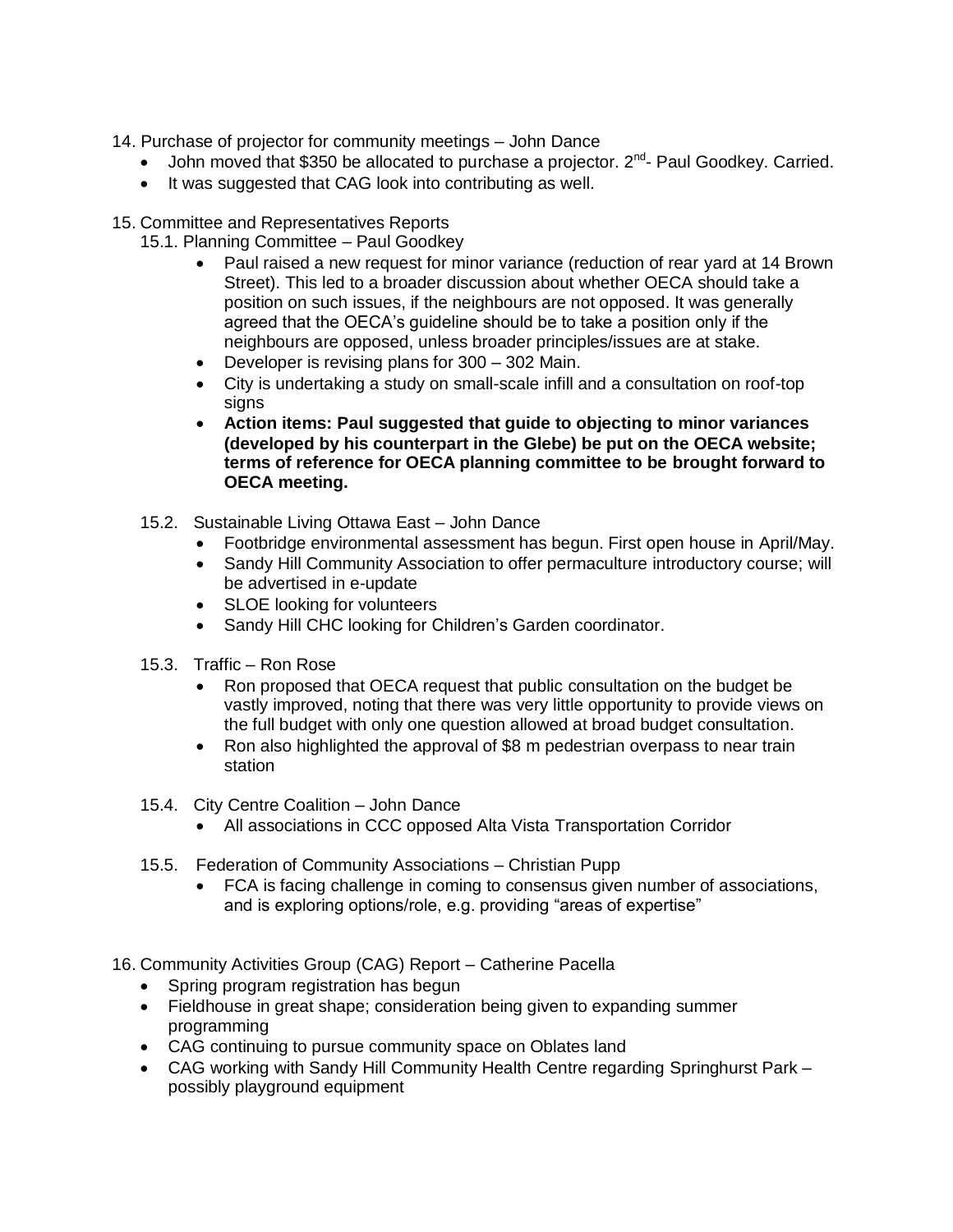14. Purchase of projector for community meetings – John Dance
    - John moved that $350 be allocated to purchase a projector. 2[nd]- Paul Goodkey. Carried.
    - It was suggested that CAG look into contributing as well.

15. Committee and Representatives Reports
    15.1. Planning Committee – Paul Goodkey
    - Paul raised a new request for minor variance (reduction of rear yard at 14 Brown Street). This led to a broader discussion about whether OECA should take a position on such issues, if the neighbours are not opposed. It was generally agreed that the OECA's guideline should be to take a position only if the neighbours are opposed, unless broader principles/issues are at stake.
    - Developer is revising plans for 300 – 302 Main.
    - City is undertaking a study on small-scale infill and a consultation on roof-top signs
    - **Action items: Paul suggested that guide to objecting to minor variances (developed by his counterpart in the Glebe) be put on the OECA website; terms of reference for OECA planning committee to be brought forward to OECA meeting.**

    15.2. Sustainable Living Ottawa East – John Dance
    - Footbridge environmental assessment has begun. First open house in April/May.
    - Sandy Hill Community Association to offer permaculture introductory course; will be advertised in e-update
    - SLOE looking for volunteers
    - Sandy Hill CHC looking for Children's Garden coordinator.

    15.3. Traffic – Ron Rose
    - Ron proposed that OECA request that public consultation on the budget be vastly improved, noting that there was very little opportunity to provide views on the full budget with only one question allowed at broad budget consultation.
    - Ron also highlighted the approval of $8 m pedestrian overpass to near train station

    15.4. City Centre Coalition – John Dance
    - All associations in CCC opposed Alta Vista Transportation Corridor

    15.5. Federation of Community Associations – Christian Pupp
    - FCA is facing challenge in coming to consensus given number of associations, and is exploring options/role, e.g. providing "areas of expertise"

16. Community Activities Group (CAG) Report – Catherine Pacella
    - Spring program registration has begun
    - Fieldhouse in great shape; consideration being given to expanding summer programming
    - CAG continuing to pursue community space on Oblates land
    - CAG working with Sandy Hill Community Health Centre regarding Springhurst Park – possibly playground equipment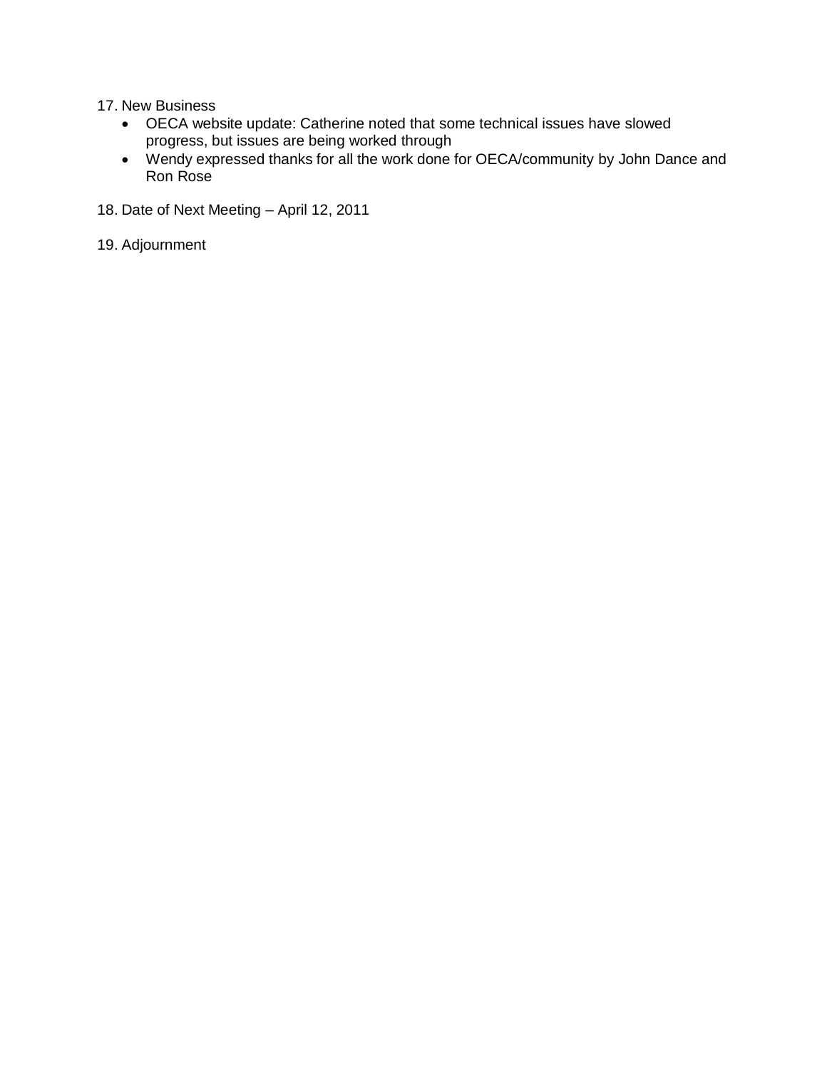17. New Business
    - OECA website update: Catherine noted that some technical issues have slowed progress, but issues are being worked through
    - Wendy expressed thanks for all the work done for OECA/community by John Dance and Ron Rose

18. Date of Next Meeting – April 12, 2011

19. Adjournment